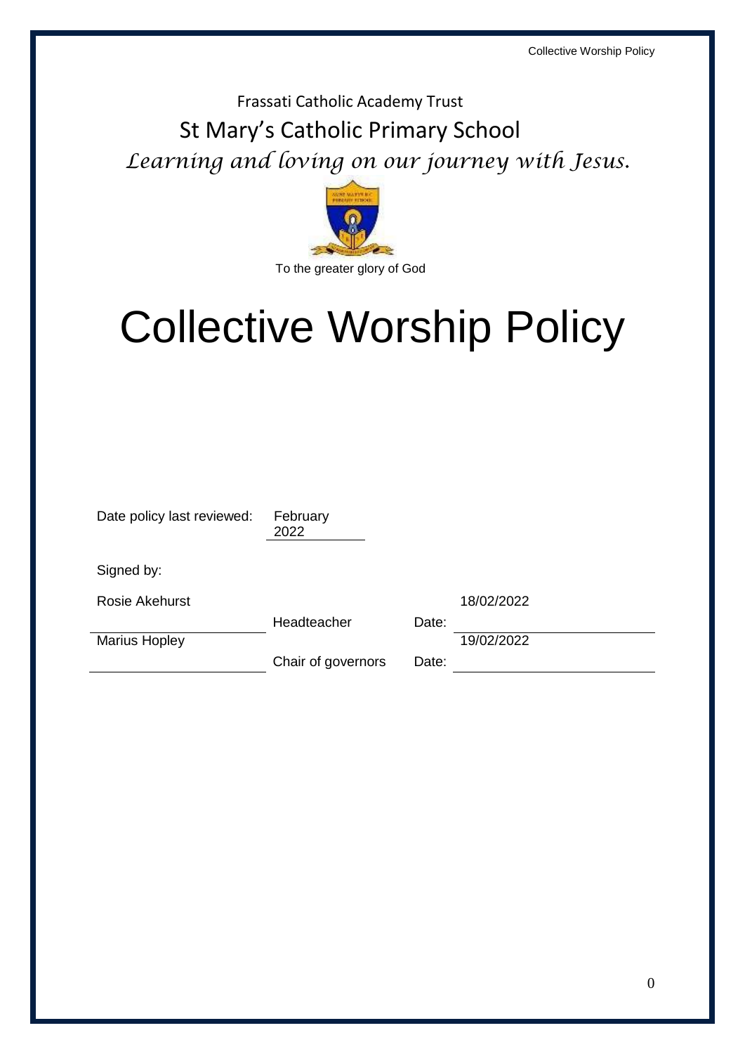Frassati Catholic Academy Trust

St Mary's Catholic Primary School

*Learning and loving on our journey with Jesus.*

To the greater glory of God

# Collective Worship Policy

Date policy last reviewed: February 2022

Signed by:

| | | | |
|---|---|---|---|
| Rosie Akehurst | Headteacher | Date: | 18/02/2022 |
| Marius Hopley | Chair of governors | Date: | 19/02/2022 |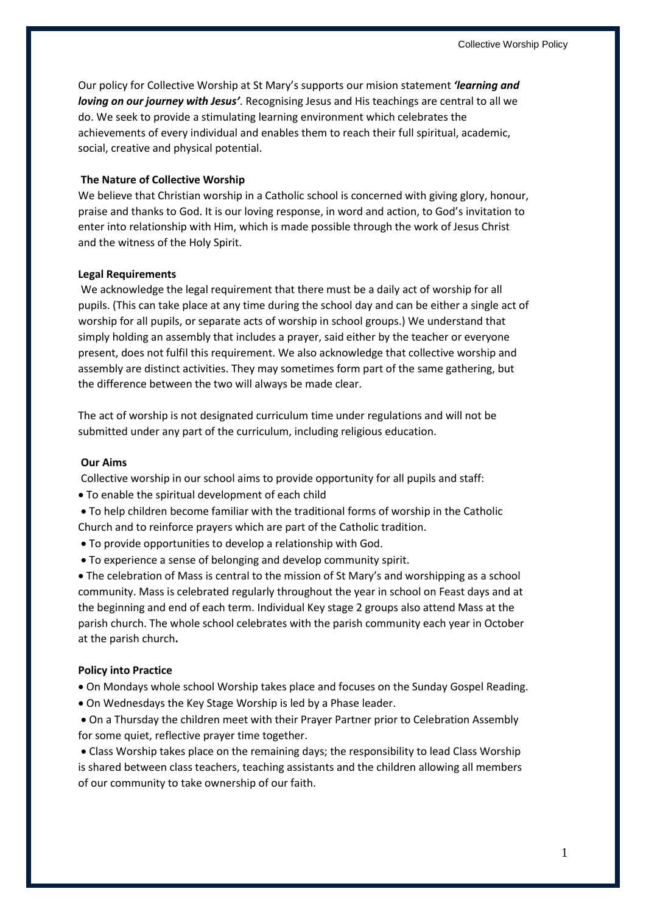Our policy for Collective Worship at St Mary's supports our mision statement ***'learning and loving on our journey with Jesus'***. Recognising Jesus and His teachings are central to all we do. We seek to provide a stimulating learning environment which celebrates the achievements of every individual and enables them to reach their full spiritual, academic, social, creative and physical potential.

**The Nature of Collective Worship**

We believe that Christian worship in a Catholic school is concerned with giving glory, honour, praise and thanks to God. It is our loving response, in word and action, to God's invitation to enter into relationship with Him, which is made possible through the work of Jesus Christ and the witness of the Holy Spirit.

**Legal Requirements**

We acknowledge the legal requirement that there must be a daily act of worship for all pupils. (This can take place at any time during the school day and can be either a single act of worship for all pupils, or separate acts of worship in school groups.) We understand that simply holding an assembly that includes a prayer, said either by the teacher or everyone present, does not fulfil this requirement. We also acknowledge that collective worship and assembly are distinct activities. They may sometimes form part of the same gathering, but the difference between the two will always be made clear.

The act of worship is not designated curriculum time under regulations and will not be submitted under any part of the curriculum, including religious education.

**Our Aims**

Collective worship in our school aims to provide opportunity for all pupils and staff:

- To enable the spiritual development of each child
- To help children become familiar with the traditional forms of worship in the Catholic Church and to reinforce prayers which are part of the Catholic tradition.
- To provide opportunities to develop a relationship with God.
- To experience a sense of belonging and develop community spirit.
- The celebration of Mass is central to the mission of St Mary's and worshipping as a school community. Mass is celebrated regularly throughout the year in school on Feast days and at the beginning and end of each term. Individual Key stage 2 groups also attend Mass at the parish church. The whole school celebrates with the parish community each year in October at the parish church**.**

**Policy into Practice**

- On Mondays whole school Worship takes place and focuses on the Sunday Gospel Reading.
- On Wednesdays the Key Stage Worship is led by a Phase leader.
- On a Thursday the children meet with their Prayer Partner prior to Celebration Assembly for some quiet, reflective prayer time together.
- Class Worship takes place on the remaining days; the responsibility to lead Class Worship is shared between class teachers, teaching assistants and the children allowing all members of our community to take ownership of our faith.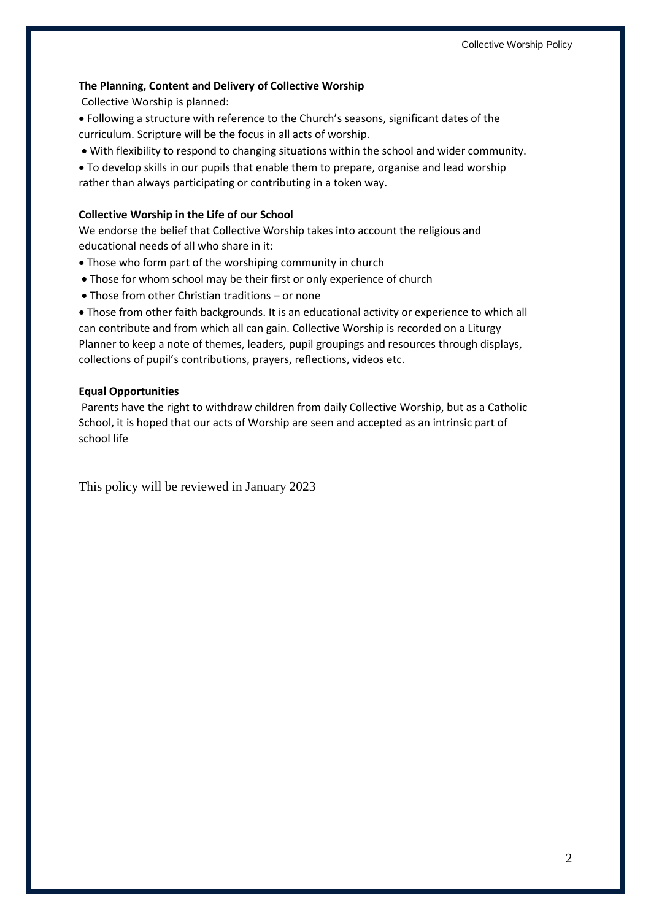**The Planning, Content and Delivery of Collective Worship**

Collective Worship is planned:

- Following a structure with reference to the Church's seasons, significant dates of the curriculum. Scripture will be the focus in all acts of worship.
- With flexibility to respond to changing situations within the school and wider community.
- To develop skills in our pupils that enable them to prepare, organise and lead worship rather than always participating or contributing in a token way.

**Collective Worship in the Life of our School**

We endorse the belief that Collective Worship takes into account the religious and educational needs of all who share in it:

- Those who form part of the worshiping community in church
- Those for whom school may be their first or only experience of church
- Those from other Christian traditions – or none
- Those from other faith backgrounds. It is an educational activity or experience to which all can contribute and from which all can gain. Collective Worship is recorded on a Liturgy Planner to keep a note of themes, leaders, pupil groupings and resources through displays, collections of pupil's contributions, prayers, reflections, videos etc.

**Equal Opportunities**

Parents have the right to withdraw children from daily Collective Worship, but as a Catholic School, it is hoped that our acts of Worship are seen and accepted as an intrinsic part of school life

This policy will be reviewed in January 2023